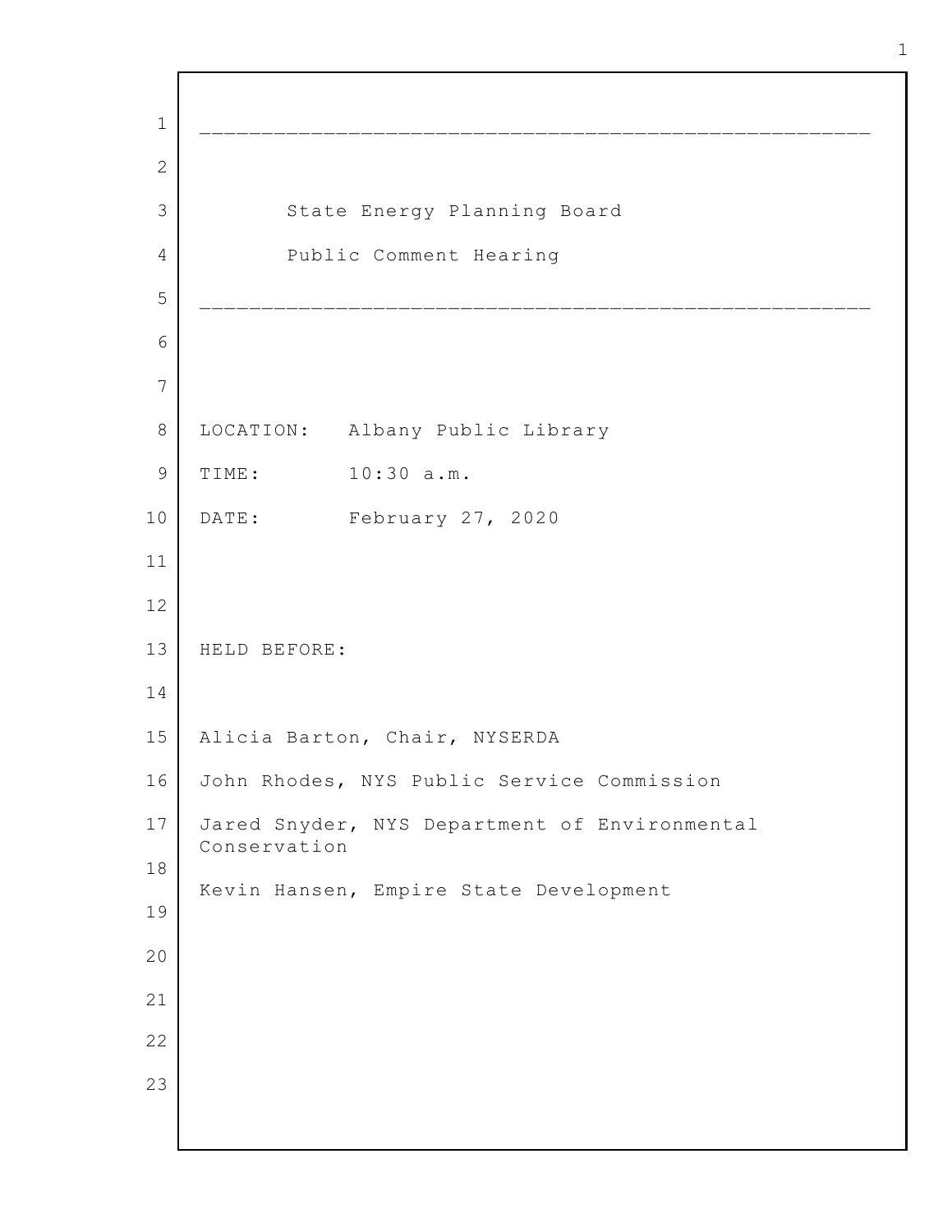---

# State Energy Planning Board
## Public Comment Hearing

---

LOCATION: Albany Public Library

TIME: 10:30 a.m.

DATE: February 27, 2020

HELD BEFORE:

Alicia Barton, Chair, NYSERDA

John Rhodes, NYS Public Service Commission

Jared Snyder, NYS Department of Environmental Conservation

Kevin Hansen, Empire State Development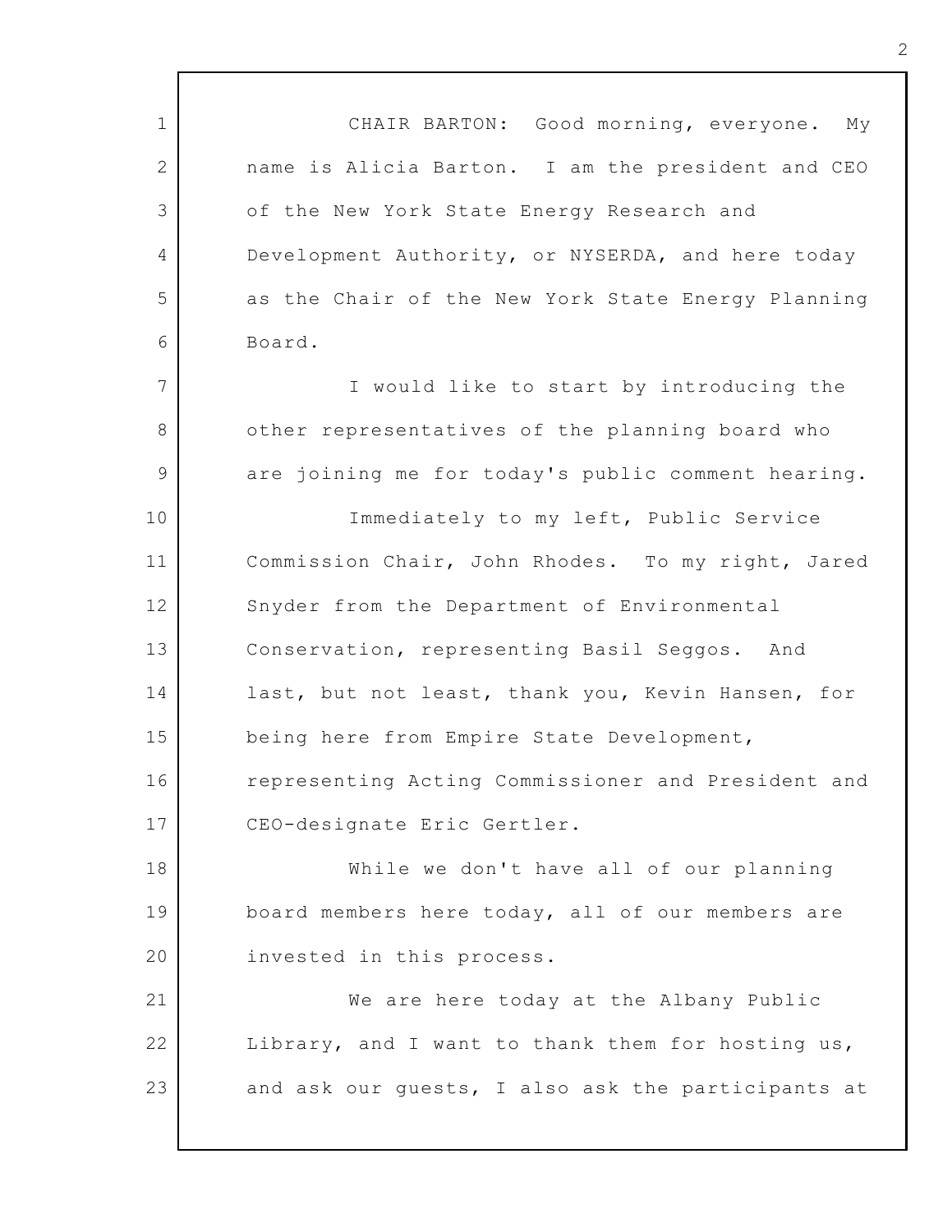CHAIR BARTON: Good morning, everyone. My name is Alicia Barton. I am the president and CEO of the New York State Energy Research and Development Authority, or NYSERDA, and here today as the Chair of the New York State Energy Planning Board.

I would like to start by introducing the other representatives of the planning board who are joining me for today's public comment hearing.

Immediately to my left, Public Service Commission Chair, John Rhodes. To my right, Jared Snyder from the Department of Environmental Conservation, representing Basil Seggos. And last, but not least, thank you, Kevin Hansen, for being here from Empire State Development, representing Acting Commissioner and President and CEO-designate Eric Gertler.

While we don't have all of our planning board members here today, all of our members are invested in this process.

We are here today at the Albany Public Library, and I want to thank them for hosting us, and ask our guests, I also ask the participants at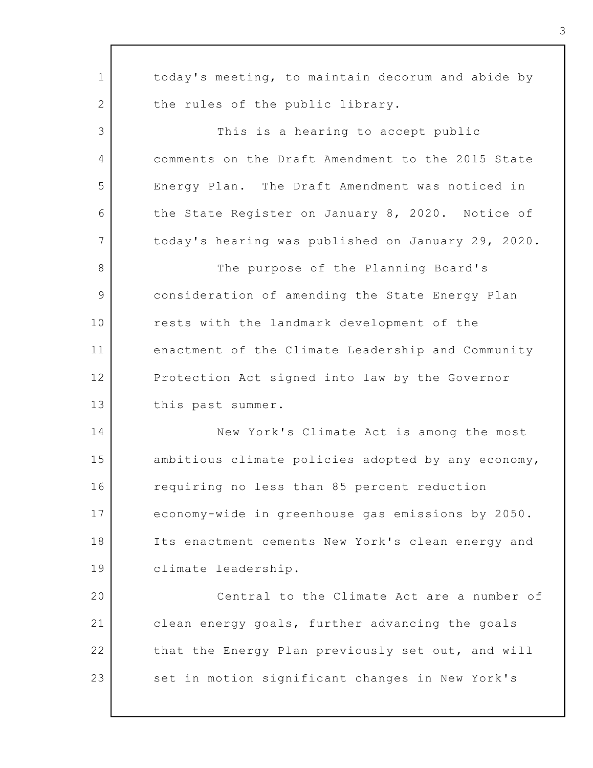today's meeting, to maintain decorum and abide by the rules of the public library.

This is a hearing to accept public comments on the Draft Amendment to the 2015 State Energy Plan. The Draft Amendment was noticed in the State Register on January 8, 2020. Notice of today's hearing was published on January 29, 2020.

The purpose of the Planning Board's consideration of amending the State Energy Plan rests with the landmark development of the enactment of the Climate Leadership and Community Protection Act signed into law by the Governor this past summer.

New York's Climate Act is among the most ambitious climate policies adopted by any economy, requiring no less than 85 percent reduction economy-wide in greenhouse gas emissions by 2050. Its enactment cements New York's clean energy and climate leadership.

Central to the Climate Act are a number of clean energy goals, further advancing the goals that the Energy Plan previously set out, and will set in motion significant changes in New York's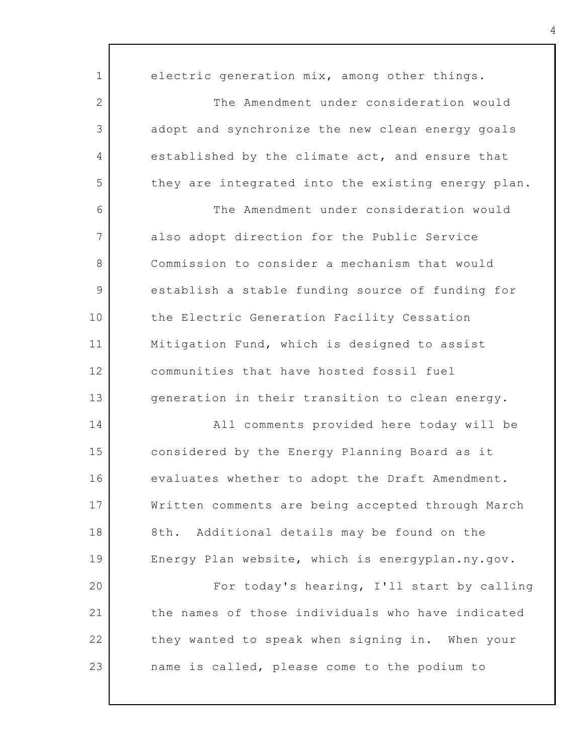electric generation mix, among other things.

The Amendment under consideration would adopt and synchronize the new clean energy goals established by the climate act, and ensure that they are integrated into the existing energy plan.

The Amendment under consideration would also adopt direction for the Public Service Commission to consider a mechanism that would establish a stable funding source of funding for the Electric Generation Facility Cessation Mitigation Fund, which is designed to assist communities that have hosted fossil fuel generation in their transition to clean energy.

All comments provided here today will be considered by the Energy Planning Board as it evaluates whether to adopt the Draft Amendment. Written comments are being accepted through March 8th. Additional details may be found on the Energy Plan website, which is energyplan.ny.gov.

For today's hearing, I'll start by calling the names of those individuals who have indicated they wanted to speak when signing in. When your name is called, please come to the podium to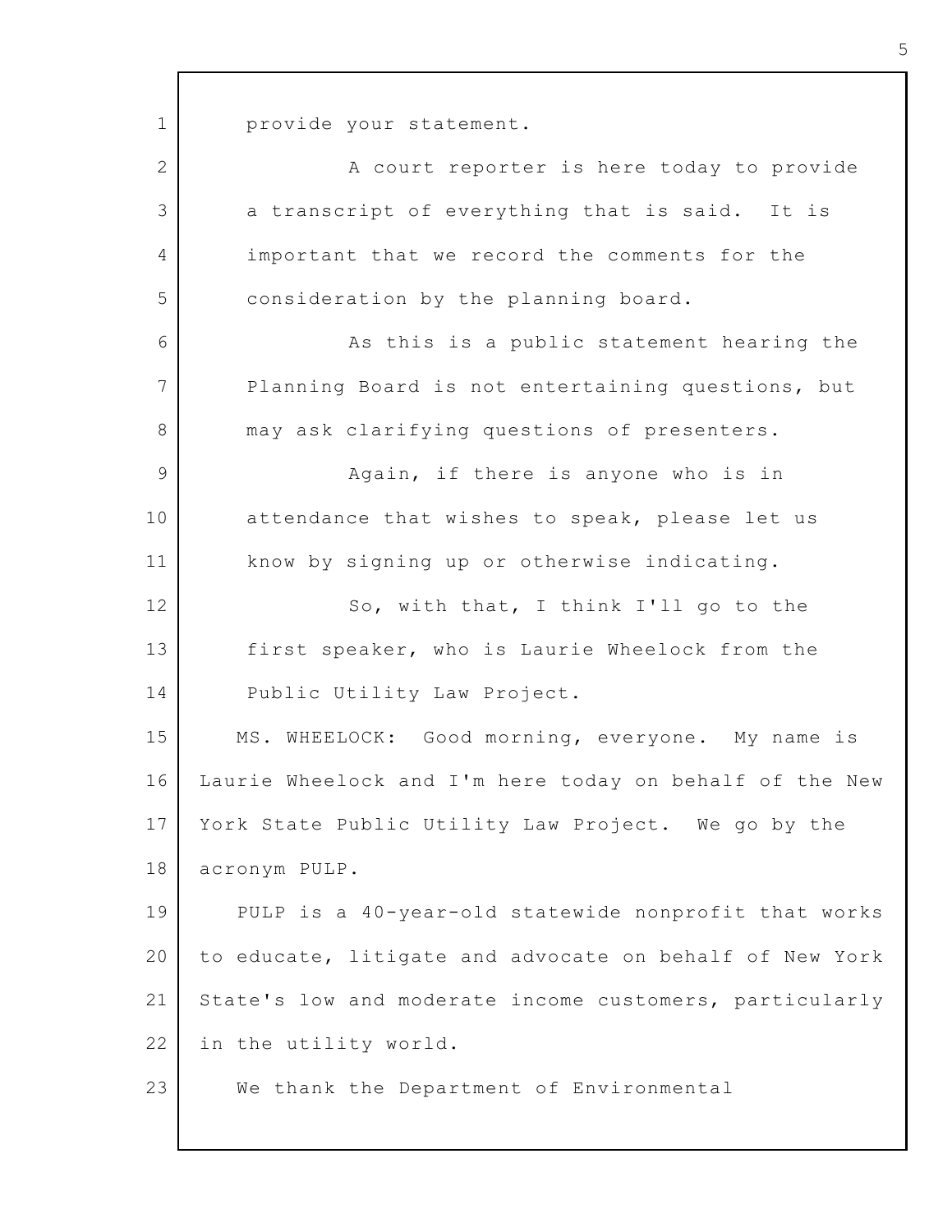provide your statement.

A court reporter is here today to provide a transcript of everything that is said. It is important that we record the comments for the consideration by the planning board.

As this is a public statement hearing the Planning Board is not entertaining questions, but may ask clarifying questions of presenters.

Again, if there is anyone who is in attendance that wishes to speak, please let us know by signing up or otherwise indicating.

So, with that, I think I'll go to the first speaker, who is Laurie Wheelock from the Public Utility Law Project.

MS. WHEELOCK: Good morning, everyone. My name is Laurie Wheelock and I'm here today on behalf of the New York State Public Utility Law Project. We go by the acronym PULP.

PULP is a 40-year-old statewide nonprofit that works to educate, litigate and advocate on behalf of New York State's low and moderate income customers, particularly in the utility world.

We thank the Department of Environmental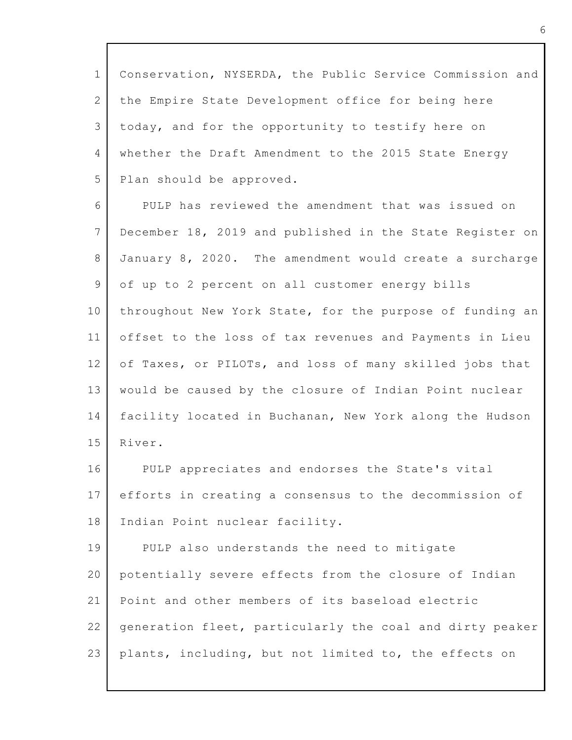Conservation, NYSERDA, the Public Service Commission and the Empire State Development office for being here today, and for the opportunity to testify here on whether the Draft Amendment to the 2015 State Energy Plan should be approved.

PULP has reviewed the amendment that was issued on December 18, 2019 and published in the State Register on January 8, 2020. The amendment would create a surcharge of up to 2 percent on all customer energy bills throughout New York State, for the purpose of funding an offset to the loss of tax revenues and Payments in Lieu of Taxes, or PILOTs, and loss of many skilled jobs that would be caused by the closure of Indian Point nuclear facility located in Buchanan, New York along the Hudson River.

PULP appreciates and endorses the State's vital efforts in creating a consensus to the decommission of Indian Point nuclear facility.

PULP also understands the need to mitigate potentially severe effects from the closure of Indian Point and other members of its baseload electric generation fleet, particularly the coal and dirty peaker plants, including, but not limited to, the effects on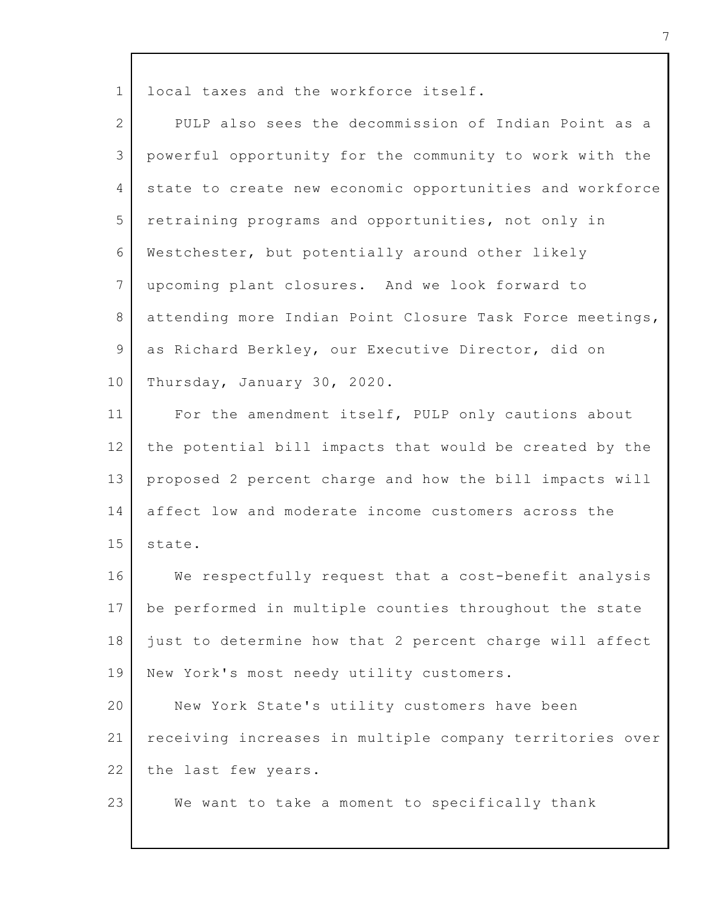local taxes and the workforce itself.

PULP also sees the decommission of Indian Point as a powerful opportunity for the community to work with the state to create new economic opportunities and workforce retraining programs and opportunities, not only in Westchester, but potentially around other likely upcoming plant closures. And we look forward to attending more Indian Point Closure Task Force meetings, as Richard Berkley, our Executive Director, did on Thursday, January 30, 2020.

For the amendment itself, PULP only cautions about the potential bill impacts that would be created by the proposed 2 percent charge and how the bill impacts will affect low and moderate income customers across the state.

We respectfully request that a cost-benefit analysis be performed in multiple counties throughout the state just to determine how that 2 percent charge will affect New York's most needy utility customers.

New York State's utility customers have been receiving increases in multiple company territories over the last few years.

We want to take a moment to specifically thank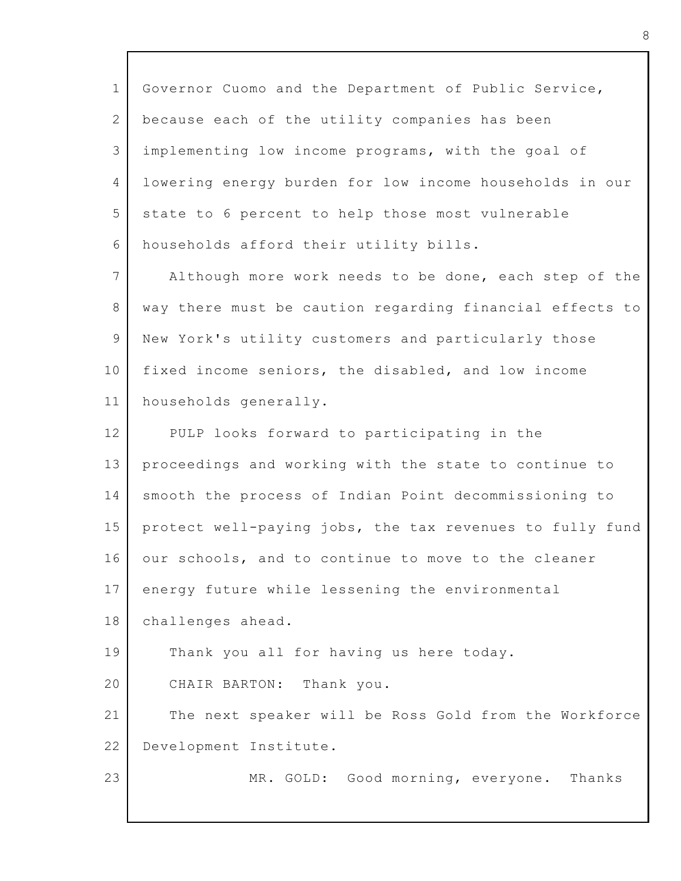Governor Cuomo and the Department of Public Service, because each of the utility companies has been implementing low income programs, with the goal of lowering energy burden for low income households in our state to 6 percent to help those most vulnerable households afford their utility bills.

Although more work needs to be done, each step of the way there must be caution regarding financial effects to New York's utility customers and particularly those fixed income seniors, the disabled, and low income households generally.

PULP looks forward to participating in the proceedings and working with the state to continue to smooth the process of Indian Point decommissioning to protect well-paying jobs, the tax revenues to fully fund our schools, and to continue to move to the cleaner energy future while lessening the environmental challenges ahead.

Thank you all for having us here today.

CHAIR BARTON: Thank you.

The next speaker will be Ross Gold from the Workforce Development Institute.

MR. GOLD: Good morning, everyone. Thanks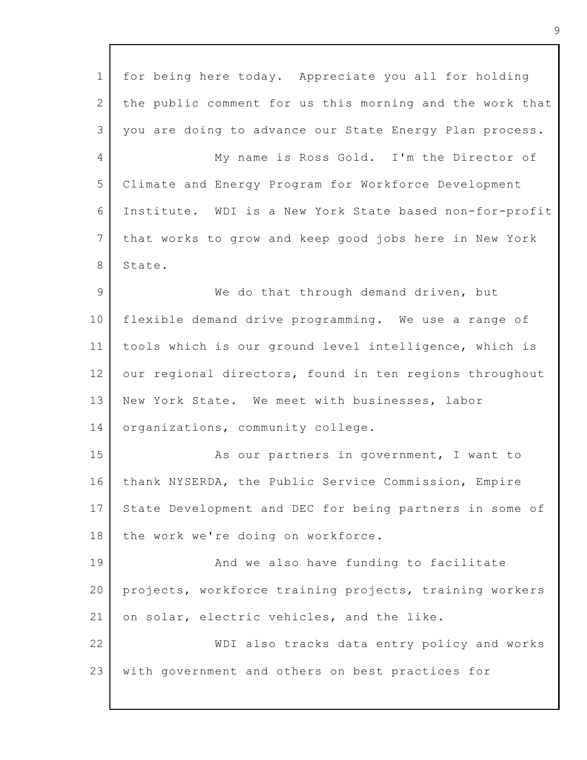for being here today. Appreciate you all for holding the public comment for us this morning and the work that you are doing to advance our State Energy Plan process.

My name is Ross Gold. I'm the Director of Climate and Energy Program for Workforce Development Institute. WDI is a New York State based non-for-profit that works to grow and keep good jobs here in New York State.

We do that through demand driven, but flexible demand drive programming. We use a range of tools which is our ground level intelligence, which is our regional directors, found in ten regions throughout New York State. We meet with businesses, labor organizations, community college.

As our partners in government, I want to thank NYSERDA, the Public Service Commission, Empire State Development and DEC for being partners in some of the work we're doing on workforce.

And we also have funding to facilitate projects, workforce training projects, training workers on solar, electric vehicles, and the like.

WDI also tracks data entry policy and works with government and others on best practices for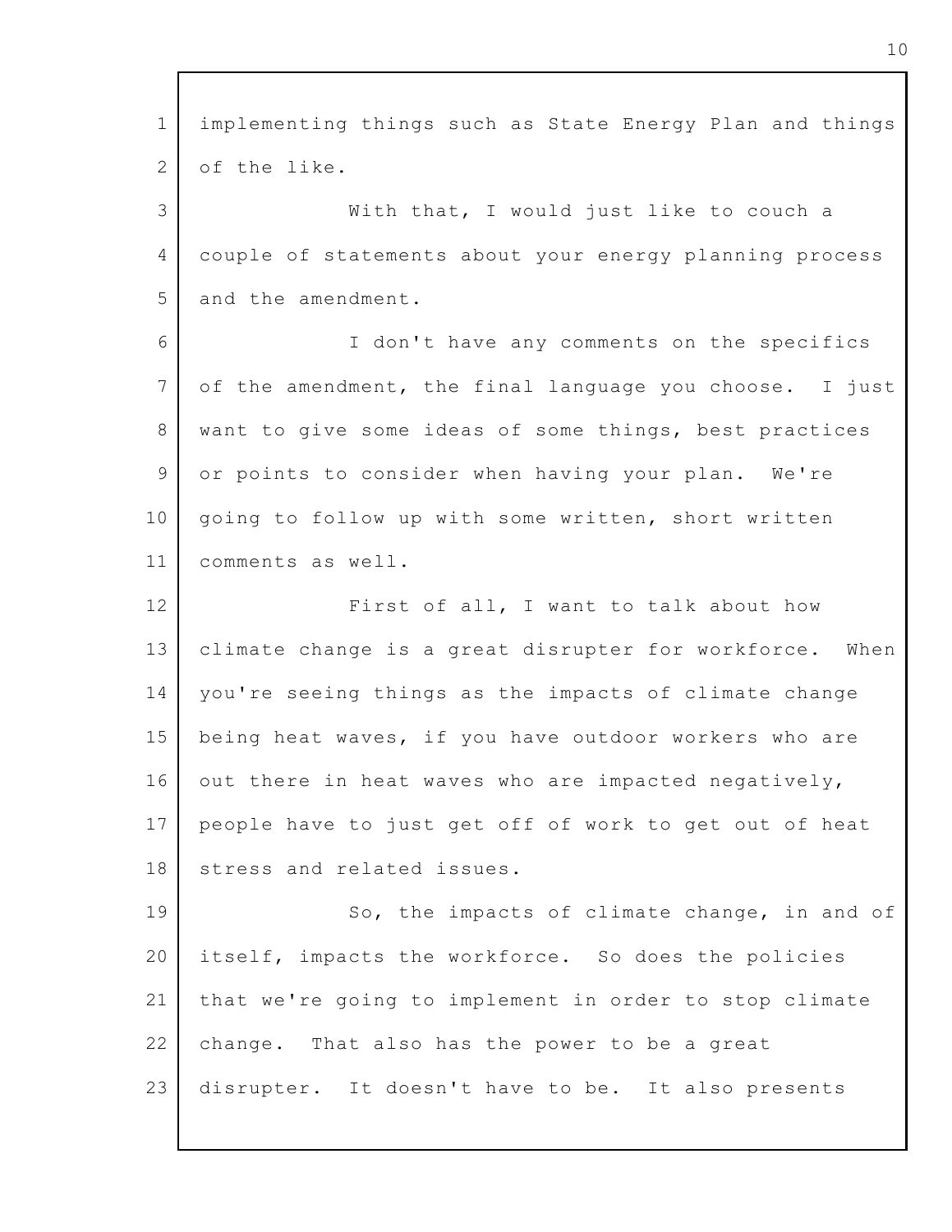implementing things such as State Energy Plan and things of the like.

With that, I would just like to couch a couple of statements about your energy planning process and the amendment.

I don't have any comments on the specifics of the amendment, the final language you choose. I just want to give some ideas of some things, best practices or points to consider when having your plan. We're going to follow up with some written, short written comments as well.

First of all, I want to talk about how climate change is a great disrupter for workforce. When you're seeing things as the impacts of climate change being heat waves, if you have outdoor workers who are out there in heat waves who are impacted negatively, people have to just get off of work to get out of heat stress and related issues.

So, the impacts of climate change, in and of itself, impacts the workforce. So does the policies that we're going to implement in order to stop climate change. That also has the power to be a great disrupter. It doesn't have to be. It also presents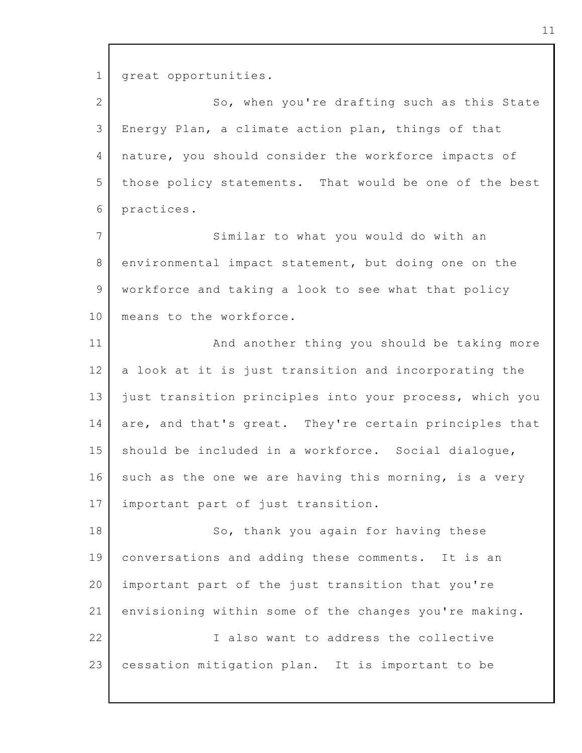great opportunities.

So, when you're drafting such as this State Energy Plan, a climate action plan, things of that nature, you should consider the workforce impacts of those policy statements. That would be one of the best practices.

Similar to what you would do with an environmental impact statement, but doing one on the workforce and taking a look to see what that policy means to the workforce.

And another thing you should be taking more a look at it is just transition and incorporating the just transition principles into your process, which you are, and that's great. They're certain principles that should be included in a workforce. Social dialogue, such as the one we are having this morning, is a very important part of just transition.

So, thank you again for having these conversations and adding these comments. It is an important part of the just transition that you're envisioning within some of the changes you're making.

I also want to address the collective cessation mitigation plan. It is important to be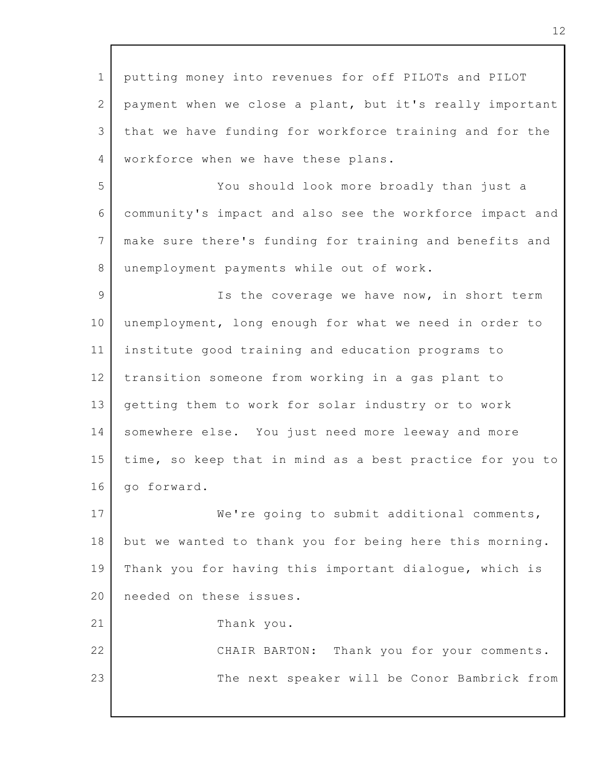putting money into revenues for off PILOTs and PILOT payment when we close a plant, but it's really important that we have funding for workforce training and for the workforce when we have these plans.

You should look more broadly than just a community's impact and also see the workforce impact and make sure there's funding for training and benefits and unemployment payments while out of work.

Is the coverage we have now, in short term unemployment, long enough for what we need in order to institute good training and education programs to transition someone from working in a gas plant to getting them to work for solar industry or to work somewhere else. You just need more leeway and more time, so keep that in mind as a best practice for you to go forward.

We're going to submit additional comments, but we wanted to thank you for being here this morning. Thank you for having this important dialogue, which is needed on these issues.

Thank you.

CHAIR BARTON: Thank you for your comments.

The next speaker will be Conor Bambrick from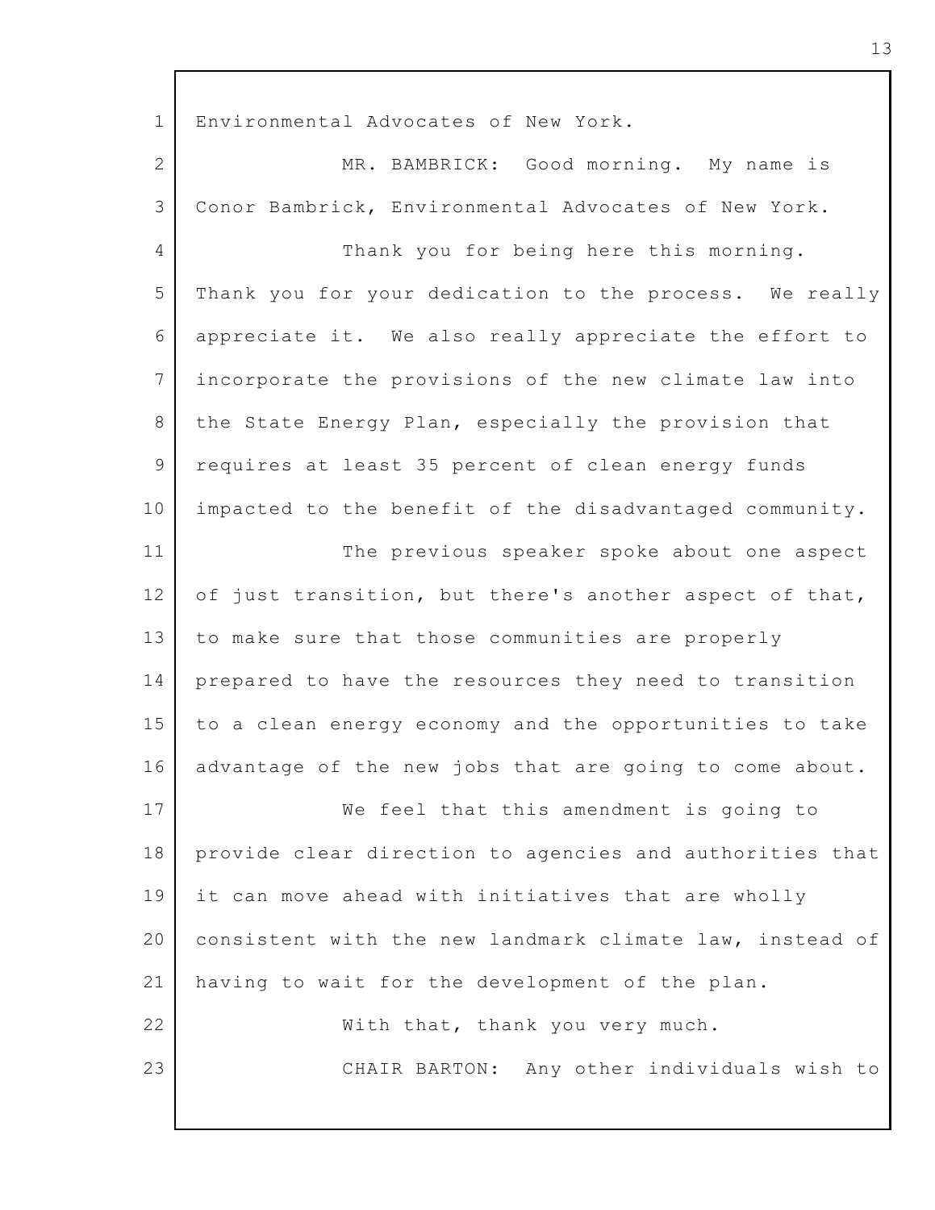Environmental Advocates of New York.

MR. BAMBRICK: Good morning. My name is Conor Bambrick, Environmental Advocates of New York.

Thank you for being here this morning. Thank you for your dedication to the process. We really appreciate it. We also really appreciate the effort to incorporate the provisions of the new climate law into the State Energy Plan, especially the provision that requires at least 35 percent of clean energy funds impacted to the benefit of the disadvantaged community.

The previous speaker spoke about one aspect of just transition, but there's another aspect of that, to make sure that those communities are properly prepared to have the resources they need to transition to a clean energy economy and the opportunities to take advantage of the new jobs that are going to come about.

We feel that this amendment is going to provide clear direction to agencies and authorities that it can move ahead with initiatives that are wholly consistent with the new landmark climate law, instead of having to wait for the development of the plan.

With that, thank you very much.

CHAIR BARTON: Any other individuals wish to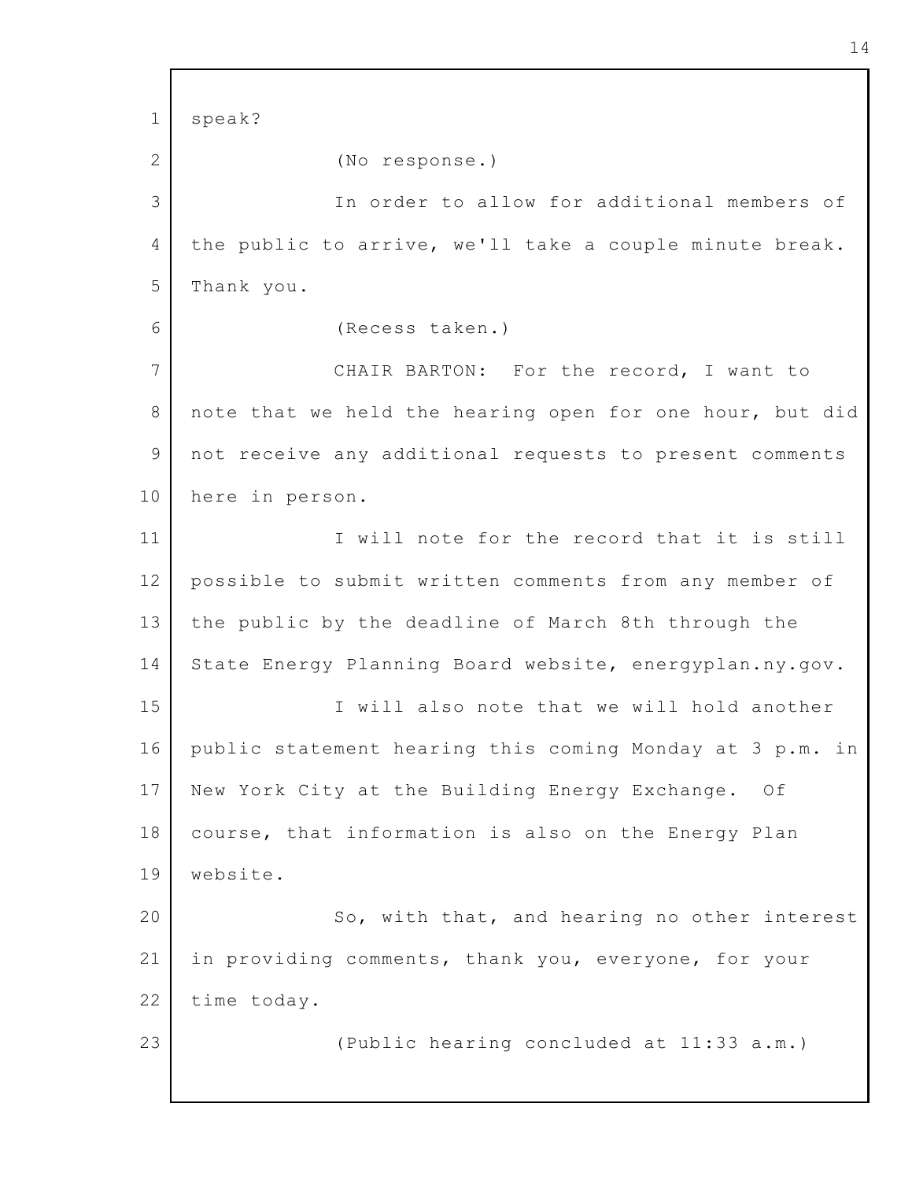speak?

(No response.)

In order to allow for additional members of the public to arrive, we'll take a couple minute break. Thank you.

(Recess taken.)

CHAIR BARTON: For the record, I want to note that we held the hearing open for one hour, but did not receive any additional requests to present comments here in person.

I will note for the record that it is still possible to submit written comments from any member of the public by the deadline of March 8th through the State Energy Planning Board website, energyplan.ny.gov.

I will also note that we will hold another public statement hearing this coming Monday at 3 p.m. in New York City at the Building Energy Exchange. Of course, that information is also on the Energy Plan website.

So, with that, and hearing no other interest in providing comments, thank you, everyone, for your time today.

(Public hearing concluded at 11:33 a.m.)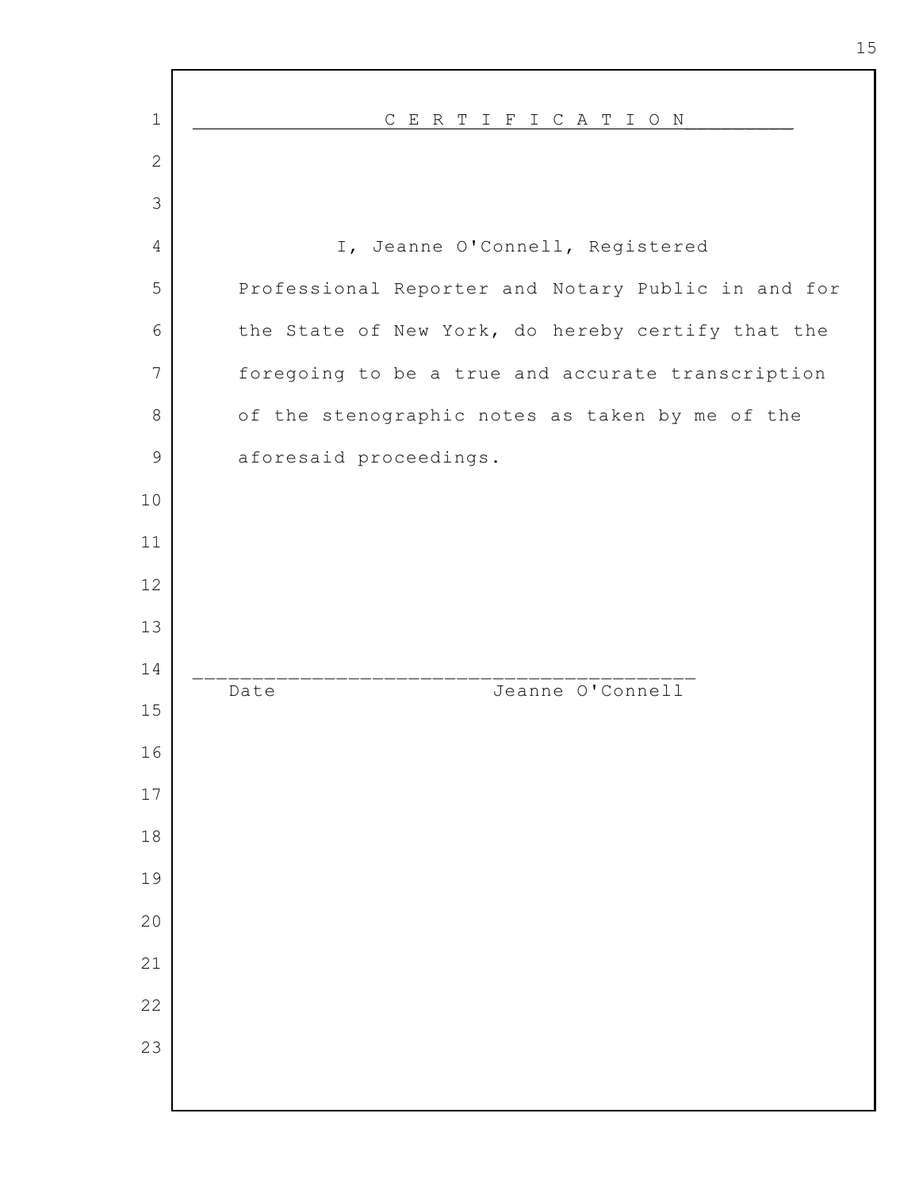# C E R T I F I C A T I O N

I, Jeanne O'Connell, Registered Professional Reporter and Notary Public in and for the State of New York, do hereby certify that the foregoing to be a true and accurate transcription of the stenographic notes as taken by me of the aforesaid proceedings.

_________________________________________

Date                    Jeanne O'Connell